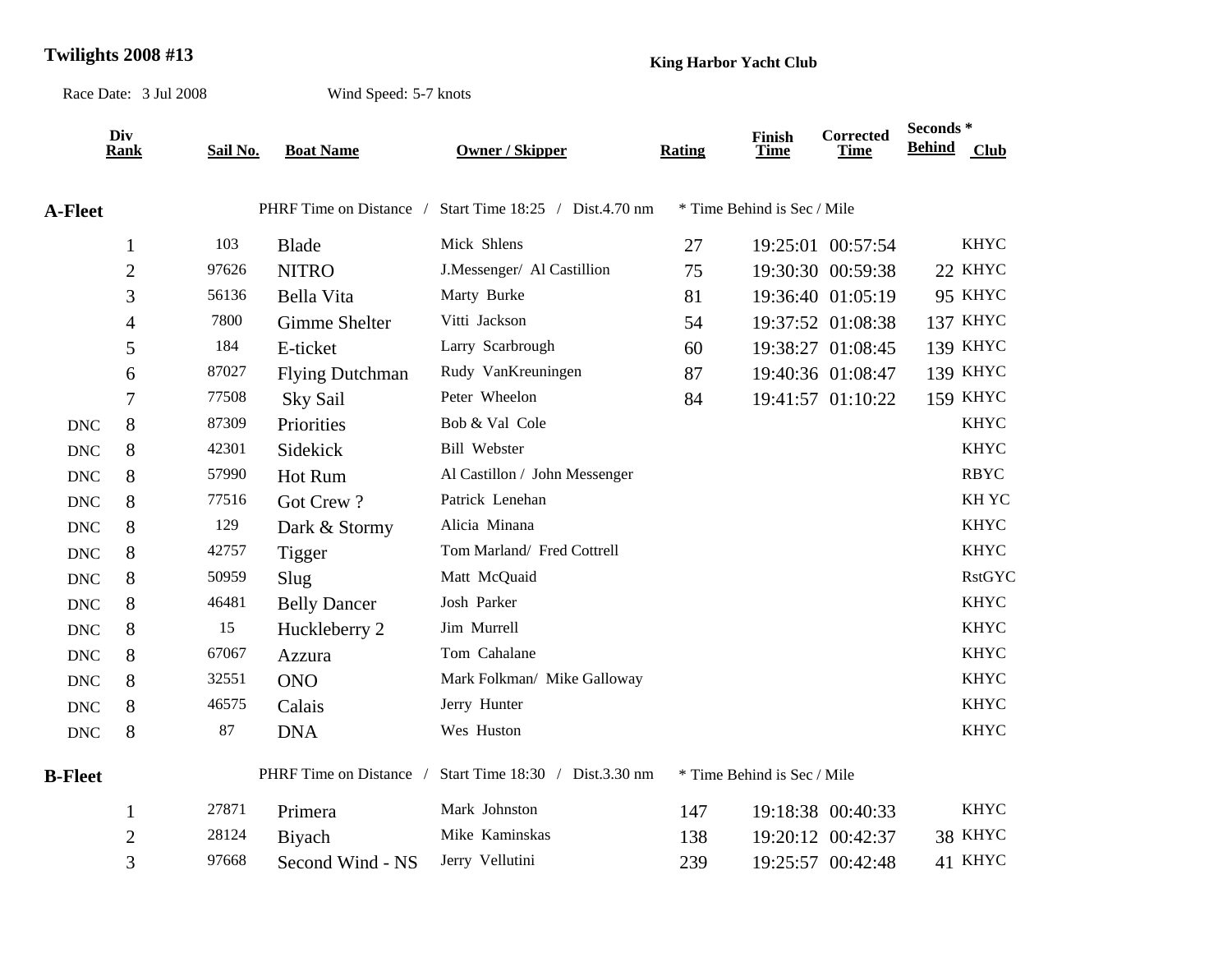# Twilights 2008 #13

**King Harbor Yacht Club**

Race Date: 3 Jul 2008 Wind Speed: 5-7 knots

| Div | Rank | Sail No. | Boat Name | Owner / Skipper | Rating | Finish Time | Corrected Time | Seconds * Behind | Club |
|---|---|---|---|---|---|---|---|---|---|
| **A-Fleet** | | PHRF Time on Distance / Start Time 18:25 / Dist.4.70 nm | | * Time Behind is Sec / Mile | | | | | |
| | 1 | 103 | Blade | Mick Shlens | 27 | 19:25:01 | 00:57:54 | | KHYC |
| | 2 | 97626 | NITRO | J.Messenger/ Al Castillion | 75 | 19:30:30 | 00:59:38 | 22 | KHYC |
| | 3 | 56136 | Bella Vita | Marty Burke | 81 | 19:36:40 | 01:05:19 | 95 | KHYC |
| | 4 | 7800 | Gimme Shelter | Vitti Jackson | 54 | 19:37:52 | 01:08:38 | 137 | KHYC |
| | 5 | 184 | E-ticket | Larry Scarbrough | 60 | 19:38:27 | 01:08:45 | 139 | KHYC |
| | 6 | 87027 | Flying Dutchman | Rudy VanKreuningen | 87 | 19:40:36 | 01:08:47 | 139 | KHYC |
| | 7 | 77508 | Sky Sail | Peter Wheelon | 84 | 19:41:57 | 01:10:22 | 159 | KHYC |
| DNC | 8 | 87309 | Priorities | Bob & Val Cole | | | | | KHYC |
| DNC | 8 | 42301 | Sidekick | Bill Webster | | | | | KHYC |
| DNC | 8 | 57990 | Hot Rum | Al Castillon / John Messenger | | | | | RBYC |
| DNC | 8 | 77516 | Got Crew ? | Patrick Lenehan | | | | | KH YC |
| DNC | 8 | 129 | Dark & Stormy | Alicia Minana | | | | | KHYC |
| DNC | 8 | 42757 | Tigger | Tom Marland/ Fred Cottrell | | | | | KHYC |
| DNC | 8 | 50959 | Slug | Matt McQuaid | | | | | RstGYC |
| DNC | 8 | 46481 | Belly Dancer | Josh Parker | | | | | KHYC |
| DNC | 8 | 15 | Huckleberry 2 | Jim Murrell | | | | | KHYC |
| DNC | 8 | 67067 | Azzura | Tom Cahalane | | | | | KHYC |
| DNC | 8 | 32551 | ONO | Mark Folkman/ Mike Galloway | | | | | KHYC |
| DNC | 8 | 46575 | Calais | Jerry Hunter | | | | | KHYC |
| DNC | 8 | 87 | DNA | Wes Huston | | | | | KHYC |
| **B-Fleet** | | PHRF Time on Distance / Start Time 18:30 / Dist.3.30 nm | | * Time Behind is Sec / Mile | | | | | |
| | 1 | 27871 | Primera | Mark Johnston | 147 | 19:18:38 | 00:40:33 | | KHYC |
| | 2 | 28124 | Biyach | Mike Kaminskas | 138 | 19:20:12 | 00:42:37 | 38 | KHYC |
| | 3 | 97668 | Second Wind - NS | Jerry Vellutini | 239 | 19:25:57 | 00:42:48 | 41 | KHYC |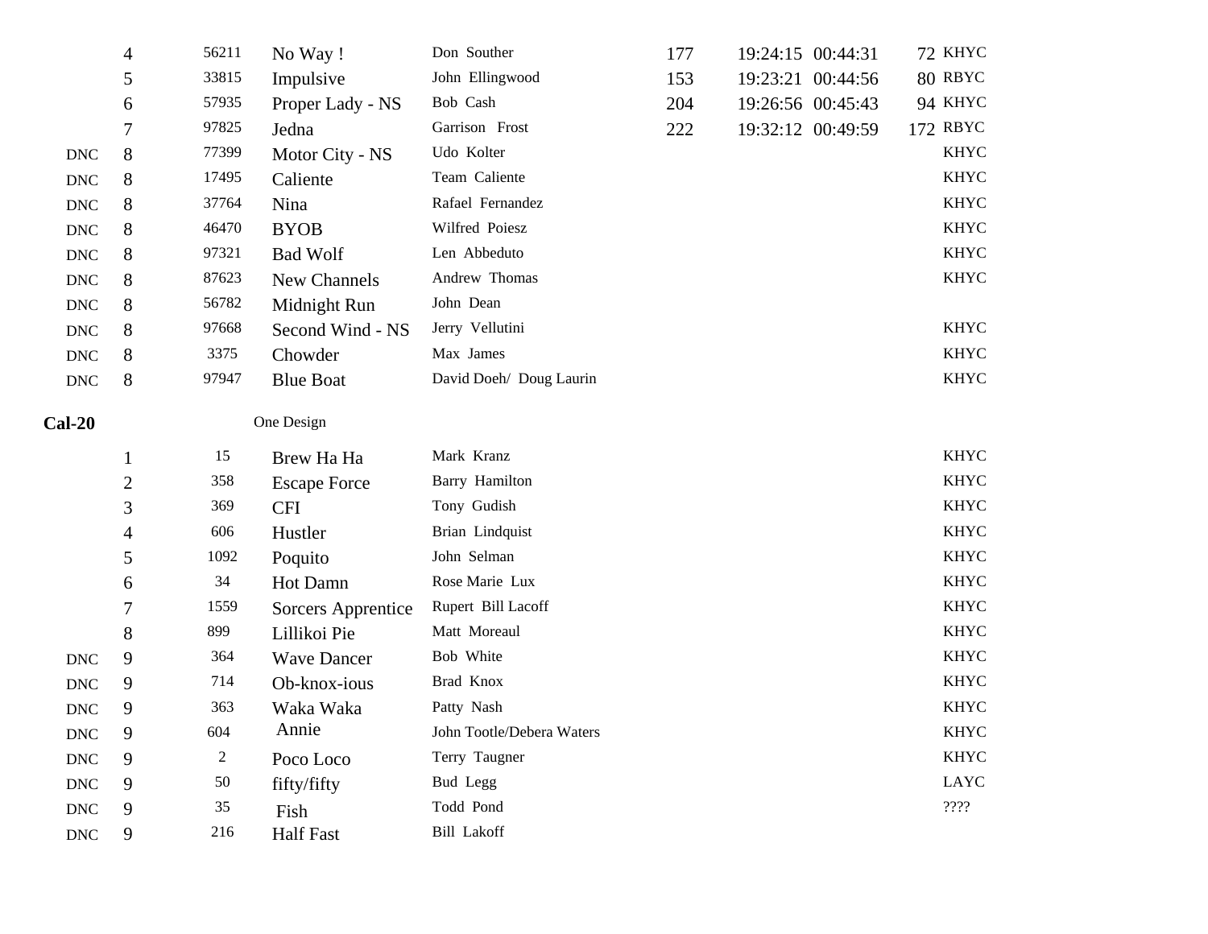|  | Place | Sail # | Boat | Skipper | Rating | Finish | Elapsed | Corrected | Club |
|---|---|---|---|---|---|---|---|---|---|
|  | 4 | 56211 | No Way ! | Don Souther | 177 | 19:24:15 | 00:44:31 | 72 | KHYC |
|  | 5 | 33815 | Impulsive | John Ellingwood | 153 | 19:23:21 | 00:44:56 | 80 | RBYC |
|  | 6 | 57935 | Proper Lady - NS | Bob Cash | 204 | 19:26:56 | 00:45:43 | 94 | KHYC |
|  | 7 | 97825 | Jedna | Garrison Frost | 222 | 19:32:12 | 00:49:59 | 172 | RBYC |
| DNC | 8 | 77399 | Motor City - NS | Udo Kolter |  |  |  |  | KHYC |
| DNC | 8 | 17495 | Caliente | Team Caliente |  |  |  |  | KHYC |
| DNC | 8 | 37764 | Nina | Rafael Fernandez |  |  |  |  | KHYC |
| DNC | 8 | 46470 | BYOB | Wilfred Poiesz |  |  |  |  | KHYC |
| DNC | 8 | 97321 | Bad Wolf | Len Abbeduto |  |  |  |  | KHYC |
| DNC | 8 | 87623 | New Channels | Andrew Thomas |  |  |  |  | KHYC |
| DNC | 8 | 56782 | Midnight Run | John Dean |  |  |  |  |  |
| DNC | 8 | 97668 | Second Wind - NS | Jerry Vellutini |  |  |  |  | KHYC |
| DNC | 8 | 3375 | Chowder | Max James |  |  |  |  | KHYC |
| DNC | 8 | 97947 | Blue Boat | David Doeh/ Doug Laurin |  |  |  |  | KHYC |

**Cal-20** One Design

|  | Place | Sail # | Boat | Skipper | Club |
|---|---|---|---|---|---|
|  | 1 | 15 | Brew Ha Ha | Mark Kranz | KHYC |
|  | 2 | 358 | Escape Force | Barry Hamilton | KHYC |
|  | 3 | 369 | CFI | Tony Gudish | KHYC |
|  | 4 | 606 | Hustler | Brian Lindquist | KHYC |
|  | 5 | 1092 | Poquito | John Selman | KHYC |
|  | 6 | 34 | Hot Damn | Rose Marie Lux | KHYC |
|  | 7 | 1559 | Sorcers Apprentice | Rupert Bill Lacoff | KHYC |
|  | 8 | 899 | Lillikoi Pie | Matt Moreaul | KHYC |
| DNC | 9 | 364 | Wave Dancer | Bob White | KHYC |
| DNC | 9 | 714 | Ob-knox-ious | Brad Knox | KHYC |
| DNC | 9 | 363 | Waka Waka | Patty Nash | KHYC |
| DNC | 9 | 604 | Annie | John Tootle/Debera Waters | KHYC |
| DNC | 9 | 2 | Poco Loco | Terry Taugner | KHYC |
| DNC | 9 | 50 | fifty/fifty | Bud Legg | LAYC |
| DNC | 9 | 35 | Fish | Todd Pond | ???? |
| DNC | 9 | 216 | Half Fast | Bill Lakoff |  |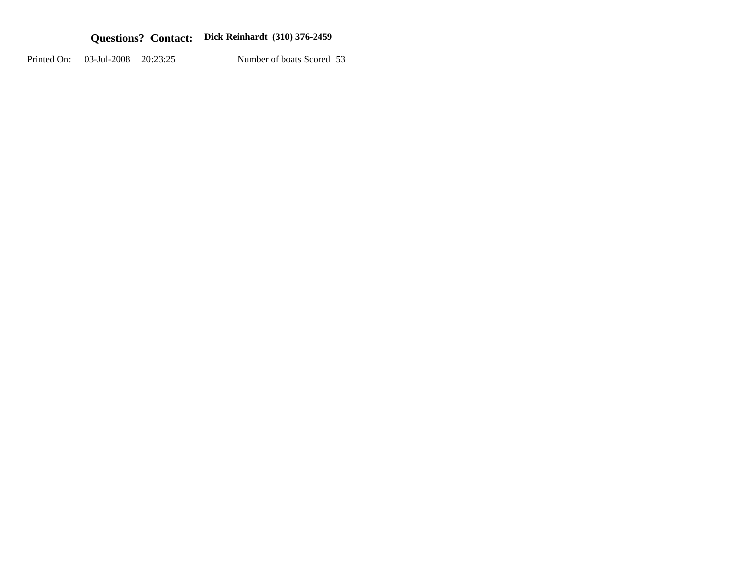**Questions? Contact:** **Dick Reinhardt (310) 376-2459**

Printed On: 03-Jul-2008 20:23:25 Number of boats Scored 53